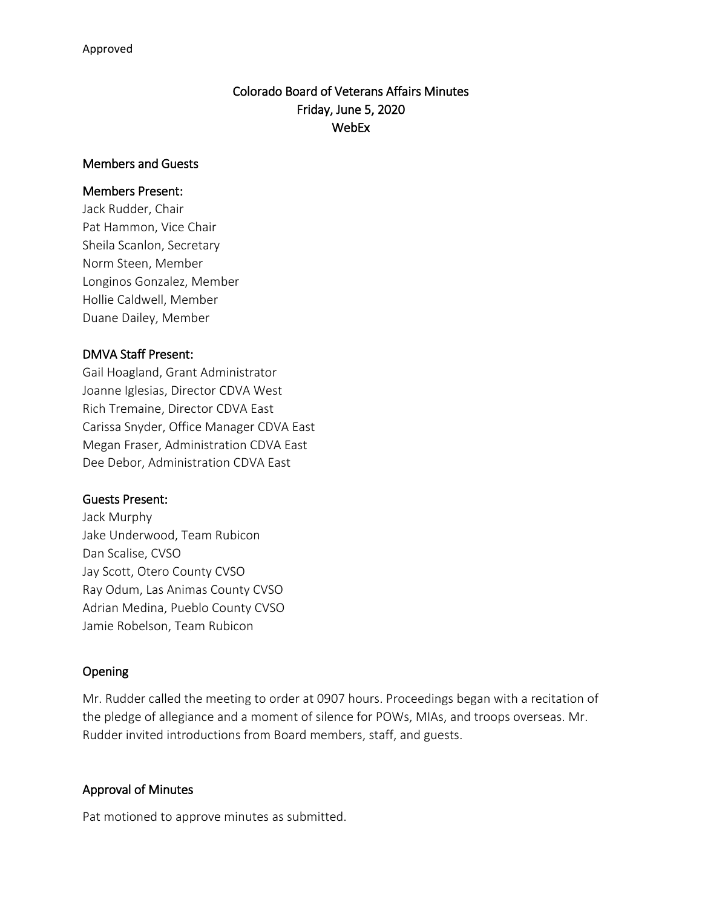Approved

# Colorado Board of Veterans Affairs Minutes
## Friday, June 5, 2020
## WebEx

### Members and Guests

#### Members Present:

Jack Rudder, Chair
Pat Hammon, Vice Chair
Sheila Scanlon, Secretary
Norm Steen, Member
Longinos Gonzalez, Member
Hollie Caldwell, Member
Duane Dailey, Member

#### DMVA Staff Present:

Gail Hoagland, Grant Administrator
Joanne Iglesias, Director CDVA West
Rich Tremaine, Director CDVA East
Carissa Snyder, Office Manager CDVA East
Megan Fraser, Administration CDVA East
Dee Debor, Administration CDVA East

#### Guests Present:

Jack Murphy
Jake Underwood, Team Rubicon
Dan Scalise, CVSO
Jay Scott, Otero County CVSO
Ray Odum, Las Animas County CVSO
Adrian Medina, Pueblo County CVSO
Jamie Robelson, Team Rubicon

### Opening

Mr. Rudder called the meeting to order at 0907 hours. Proceedings began with a recitation of the pledge of allegiance and a moment of silence for POWs, MIAs, and troops overseas. Mr. Rudder invited introductions from Board members, staff, and guests.

### Approval of Minutes

Pat motioned to approve minutes as submitted.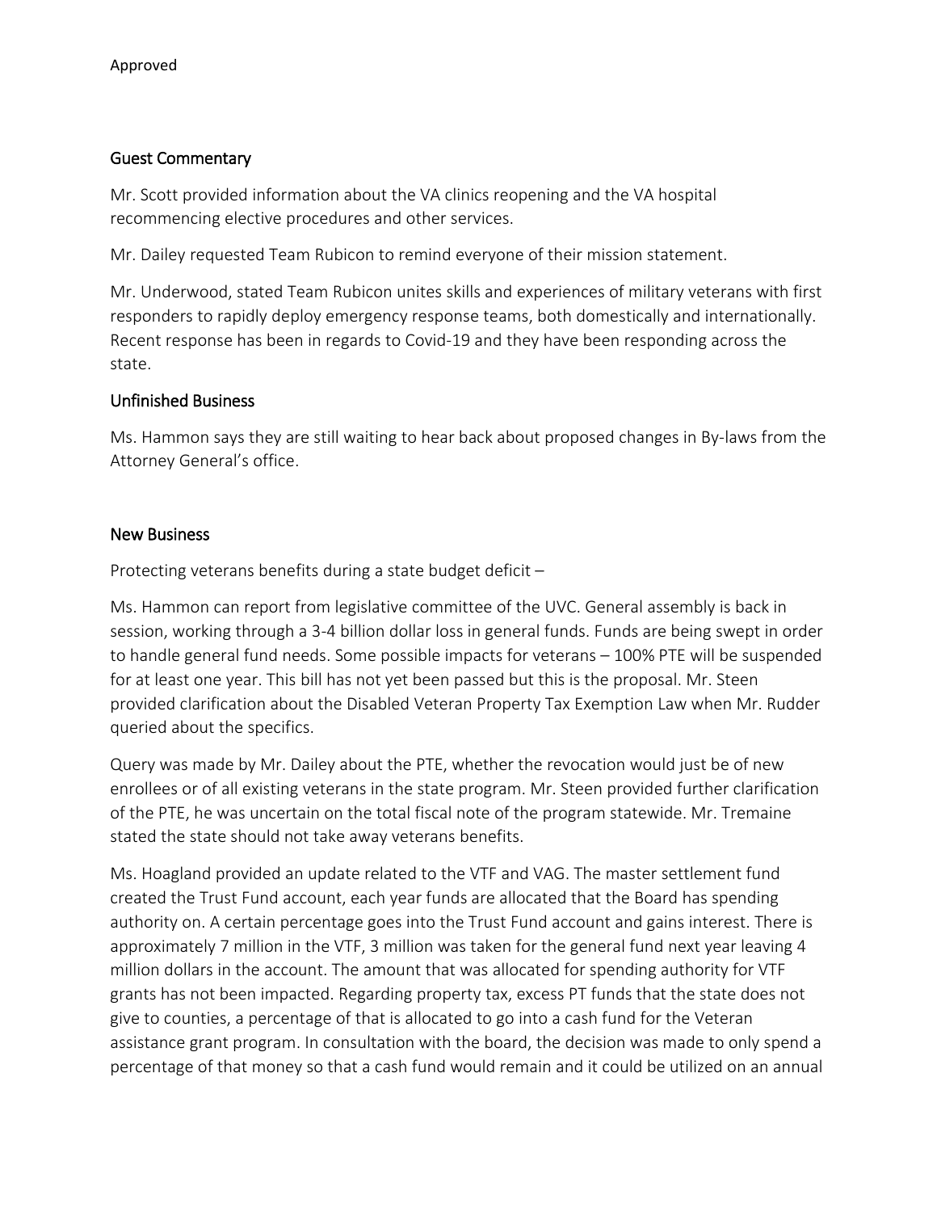Approved

## Guest Commentary

Mr. Scott provided information about the VA clinics reopening and the VA hospital recommencing elective procedures and other services.

Mr. Dailey requested Team Rubicon to remind everyone of their mission statement.

Mr. Underwood, stated Team Rubicon unites skills and experiences of military veterans with first responders to rapidly deploy emergency response teams, both domestically and internationally. Recent response has been in regards to Covid-19 and they have been responding across the state.

## Unfinished Business

Ms. Hammon says they are still waiting to hear back about proposed changes in By-laws from the Attorney General's office.

## New Business

Protecting veterans benefits during a state budget deficit –

Ms. Hammon can report from legislative committee of the UVC. General assembly is back in session, working through a 3-4 billion dollar loss in general funds. Funds are being swept in order to handle general fund needs. Some possible impacts for veterans – 100% PTE will be suspended for at least one year. This bill has not yet been passed but this is the proposal. Mr. Steen provided clarification about the Disabled Veteran Property Tax Exemption Law when Mr. Rudder queried about the specifics.

Query was made by Mr. Dailey about the PTE, whether the revocation would just be of new enrollees or of all existing veterans in the state program. Mr. Steen provided further clarification of the PTE, he was uncertain on the total fiscal note of the program statewide. Mr. Tremaine stated the state should not take away veterans benefits.

Ms. Hoagland provided an update related to the VTF and VAG. The master settlement fund created the Trust Fund account, each year funds are allocated that the Board has spending authority on. A certain percentage goes into the Trust Fund account and gains interest. There is approximately 7 million in the VTF, 3 million was taken for the general fund next year leaving 4 million dollars in the account. The amount that was allocated for spending authority for VTF grants has not been impacted. Regarding property tax, excess PT funds that the state does not give to counties, a percentage of that is allocated to go into a cash fund for the Veteran assistance grant program. In consultation with the board, the decision was made to only spend a percentage of that money so that a cash fund would remain and it could be utilized on an annual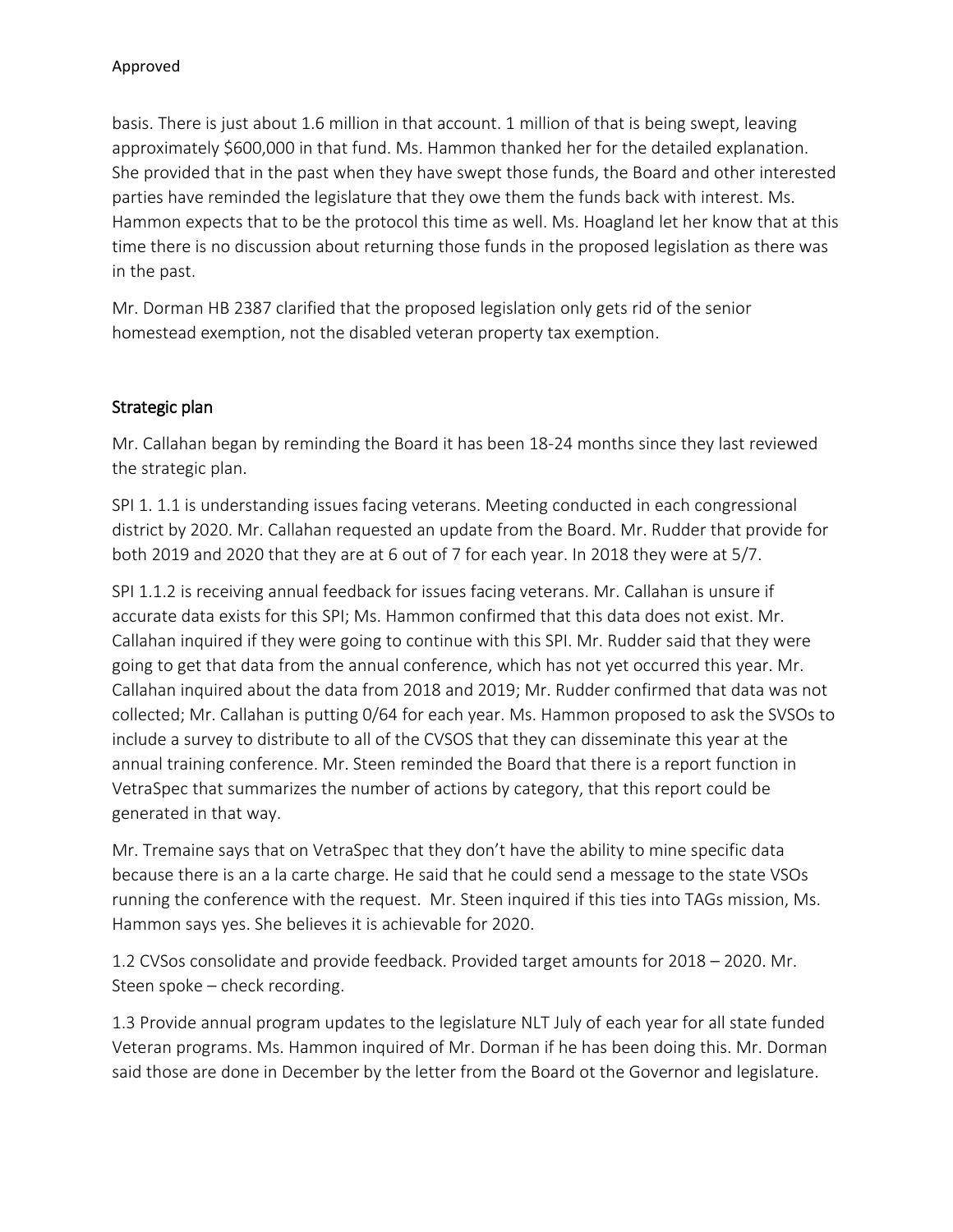basis. There is just about 1.6 million in that account. 1 million of that is being swept, leaving approximately $600,000 in that fund. Ms. Hammon thanked her for the detailed explanation. She provided that in the past when they have swept those funds, the Board and other interested parties have reminded the legislature that they owe them the funds back with interest. Ms. Hammon expects that to be the protocol this time as well. Ms. Hoagland let her know that at this time there is no discussion about returning those funds in the proposed legislation as there was in the past.

Mr. Dorman HB 2387 clarified that the proposed legislation only gets rid of the senior homestead exemption, not the disabled veteran property tax exemption.

## Strategic plan

Mr. Callahan began by reminding the Board it has been 18-24 months since they last reviewed the strategic plan.

SPI 1. 1.1 is understanding issues facing veterans. Meeting conducted in each congressional district by 2020. Mr. Callahan requested an update from the Board. Mr. Rudder that provide for both 2019 and 2020 that they are at 6 out of 7 for each year. In 2018 they were at 5/7.

SPI 1.1.2 is receiving annual feedback for issues facing veterans. Mr. Callahan is unsure if accurate data exists for this SPI; Ms. Hammon confirmed that this data does not exist. Mr. Callahan inquired if they were going to continue with this SPI. Mr. Rudder said that they were going to get that data from the annual conference, which has not yet occurred this year. Mr. Callahan inquired about the data from 2018 and 2019; Mr. Rudder confirmed that data was not collected; Mr. Callahan is putting 0/64 for each year. Ms. Hammon proposed to ask the SVSOs to include a survey to distribute to all of the CVSOS that they can disseminate this year at the annual training conference. Mr. Steen reminded the Board that there is a report function in VetraSpec that summarizes the number of actions by category, that this report could be generated in that way.

Mr. Tremaine says that on VetraSpec that they don't have the ability to mine specific data because there is an a la carte charge. He said that he could send a message to the state VSOs running the conference with the request. Mr. Steen inquired if this ties into TAGs mission, Ms. Hammon says yes. She believes it is achievable for 2020.

1.2 CVSos consolidate and provide feedback. Provided target amounts for 2018 – 2020. Mr. Steen spoke – check recording.

1.3 Provide annual program updates to the legislature NLT July of each year for all state funded Veteran programs. Ms. Hammon inquired of Mr. Dorman if he has been doing this. Mr. Dorman said those are done in December by the letter from the Board ot the Governor and legislature.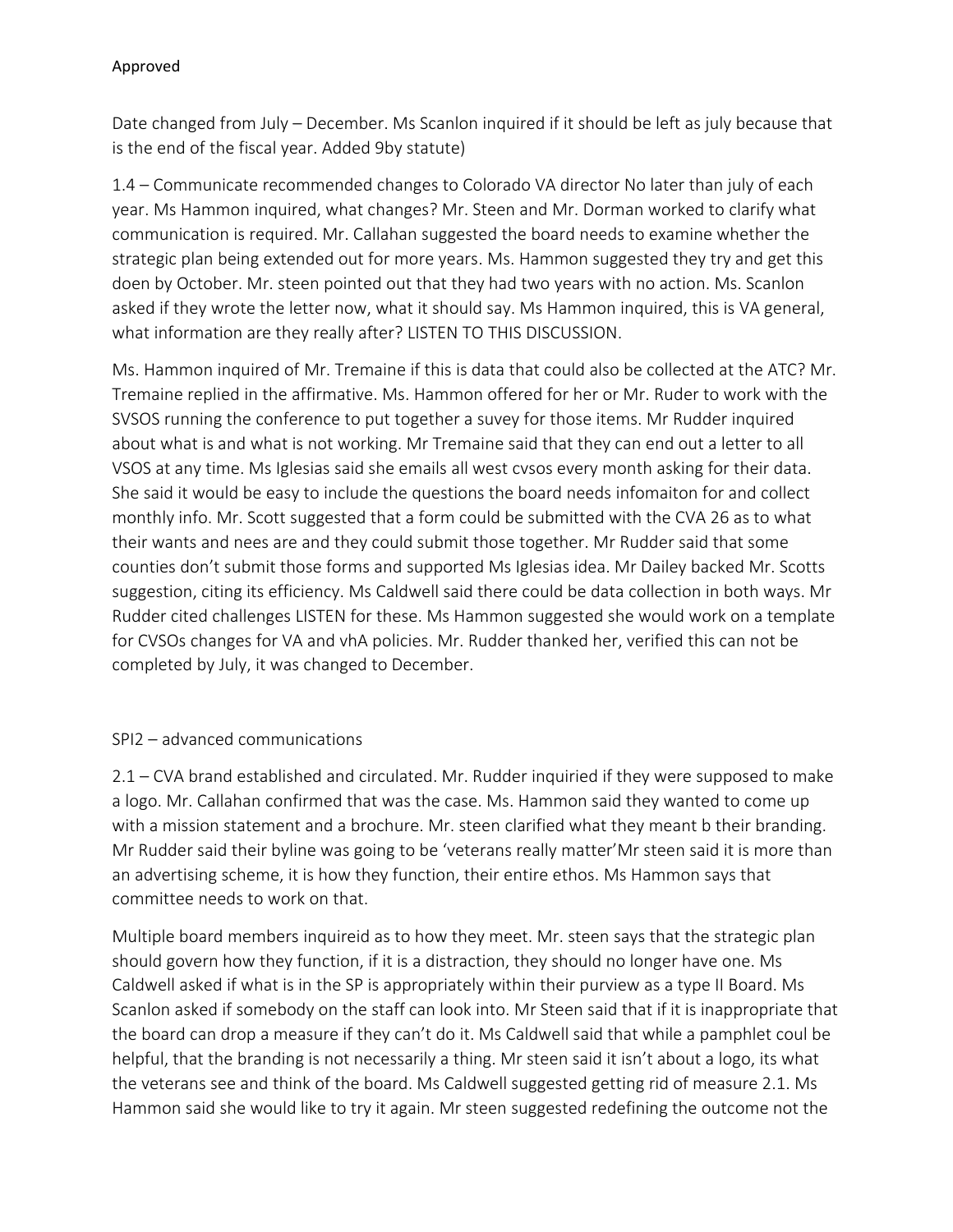Approved

Date changed from July – December. Ms Scanlon inquired if it should be left as july because that is the end of the fiscal year. Added 9by statute)

1.4 – Communicate recommended changes to Colorado VA director No later than july of each year. Ms Hammon inquired, what changes? Mr. Steen and Mr. Dorman worked to clarify what communication is required. Mr. Callahan suggested the board needs to examine whether the strategic plan being extended out for more years. Ms. Hammon suggested they try and get this doen by October. Mr. steen pointed out that they had two years with no action. Ms. Scanlon asked if they wrote the letter now, what it should say. Ms Hammon inquired, this is VA general, what information are they really after? LISTEN TO THIS DISCUSSION.

Ms. Hammon inquired of Mr. Tremaine if this is data that could also be collected at the ATC? Mr. Tremaine replied in the affirmative. Ms. Hammon offered for her or Mr. Ruder to work with the SVSOS running the conference to put together a suvey for those items. Mr Rudder inquired about what is and what is not working. Mr Tremaine said that they can end out a letter to all VSOS at any time. Ms Iglesias said she emails all west cvsos every month asking for their data. She said it would be easy to include the questions the board needs infomaiton for and collect monthly info. Mr. Scott suggested that a form could be submitted with the CVA 26 as to what their wants and nees are and they could submit those together. Mr Rudder said that some counties don't submit those forms and supported Ms Iglesias idea. Mr Dailey backed Mr. Scotts suggestion, citing its efficiency. Ms Caldwell said there could be data collection in both ways. Mr Rudder cited challenges LISTEN for these. Ms Hammon suggested she would work on a template for CVSOs changes for VA and vhA policies. Mr. Rudder thanked her, verified this can not be completed by July, it was changed to December.

SPI2 – advanced communications

2.1 – CVA brand established and circulated. Mr. Rudder inquiried if they were supposed to make a logo. Mr. Callahan confirmed that was the case. Ms. Hammon said they wanted to come up with a mission statement and a brochure. Mr. steen clarified what they meant b their branding. Mr Rudder said their byline was going to be 'veterans really matter'Mr steen said it is more than an advertising scheme, it is how they function, their entire ethos. Ms Hammon says that committee needs to work on that.

Multiple board members inquireid as to how they meet. Mr. steen says that the strategic plan should govern how they function, if it is a distraction, they should no longer have one. Ms Caldwell asked if what is in the SP is appropriately within their purview as a type II Board. Ms Scanlon asked if somebody on the staff can look into. Mr Steen said that if it is inappropriate that the board can drop a measure if they can't do it. Ms Caldwell said that while a pamphlet coul be helpful, that the branding is not necessarily a thing. Mr steen said it isn't about a logo, its what the veterans see and think of the board. Ms Caldwell suggested getting rid of measure 2.1. Ms Hammon said she would like to try it again. Mr steen suggested redefining the outcome not the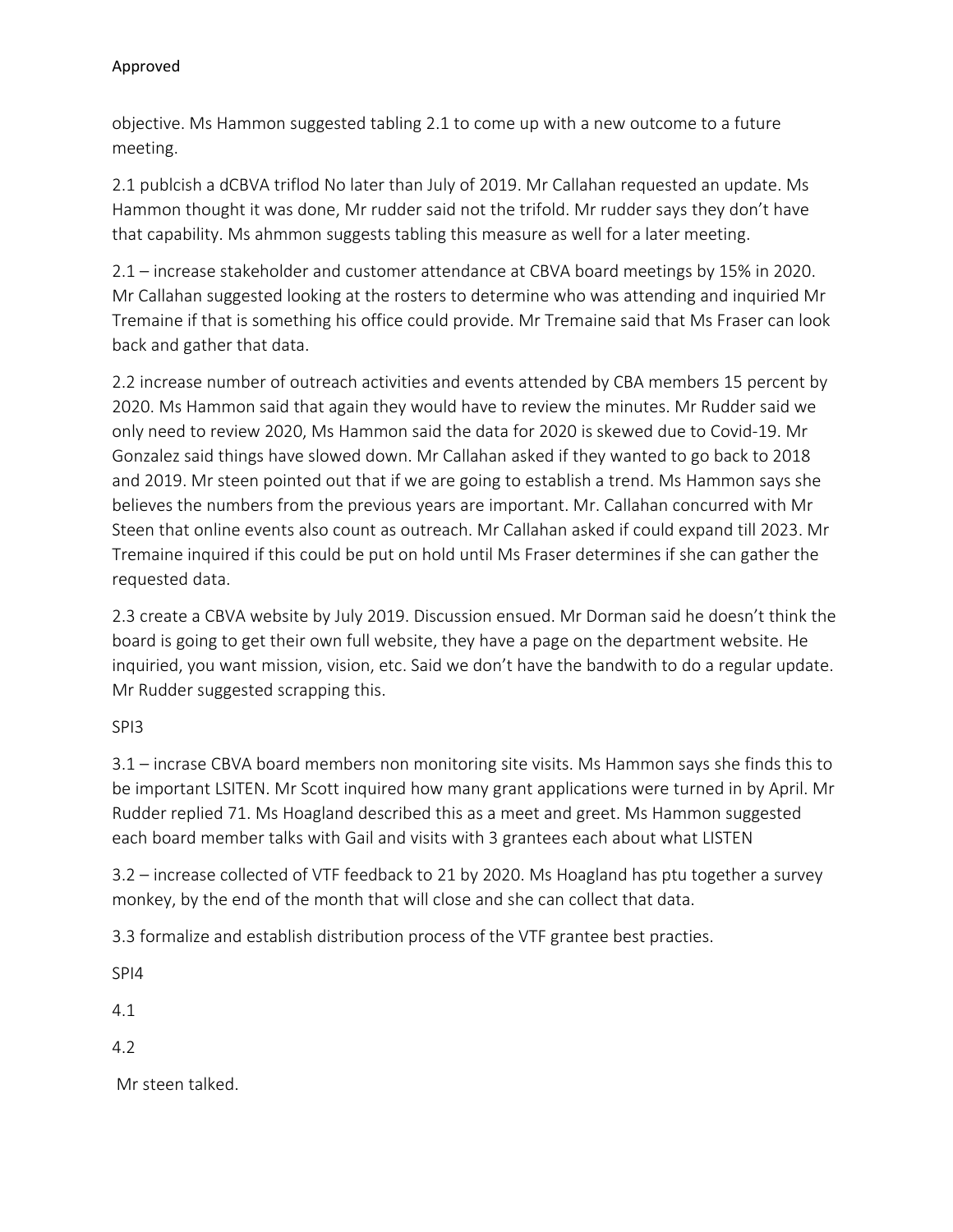Approved

objective. Ms Hammon suggested tabling 2.1 to come up with a new outcome to a future meeting.

2.1 publcish a dCBVA triflod No later than July of 2019. Mr Callahan requested an update. Ms Hammon thought it was done, Mr rudder said not the trifold. Mr rudder says they don't have that capability. Ms ahmmon suggests tabling this measure as well for a later meeting.

2.1 – increase stakeholder and customer attendance at CBVA board meetings by 15% in 2020. Mr Callahan suggested looking at the rosters to determine who was attending and inquiried Mr Tremaine if that is something his office could provide. Mr Tremaine said that Ms Fraser can look back and gather that data.

2.2 increase number of outreach activities and events attended by CBA members 15 percent by 2020. Ms Hammon said that again they would have to review the minutes. Mr Rudder said we only need to review 2020, Ms Hammon said the data for 2020 is skewed due to Covid-19. Mr Gonzalez said things have slowed down. Mr Callahan asked if they wanted to go back to 2018 and 2019. Mr steen pointed out that if we are going to establish a trend. Ms Hammon says she believes the numbers from the previous years are important. Mr. Callahan concurred with Mr Steen that online events also count as outreach. Mr Callahan asked if could expand till 2023. Mr Tremaine inquired if this could be put on hold until Ms Fraser determines if she can gather the requested data.

2.3 create a CBVA website by July 2019. Discussion ensued. Mr Dorman said he doesn't think the board is going to get their own full website, they have a page on the department website. He inquiried, you want mission, vision, etc. Said we don't have the bandwith to do a regular update. Mr Rudder suggested scrapping this.

SPI3

3.1 – incrase CBVA board members non monitoring site visits. Ms Hammon says she finds this to be important LSITEN. Mr Scott inquired how many grant applications were turned in by April. Mr Rudder replied 71. Ms Hoagland described this as a meet and greet. Ms Hammon suggested each board member talks with Gail and visits with 3 grantees each about what LISTEN

3.2 – increase collected of VTF feedback to 21 by 2020. Ms Hoagland has ptu together a survey monkey, by the end of the month that will close and she can collect that data.

3.3 formalize and establish distribution process of the VTF grantee best practies.

SPI4

4.1

4.2

Mr steen talked.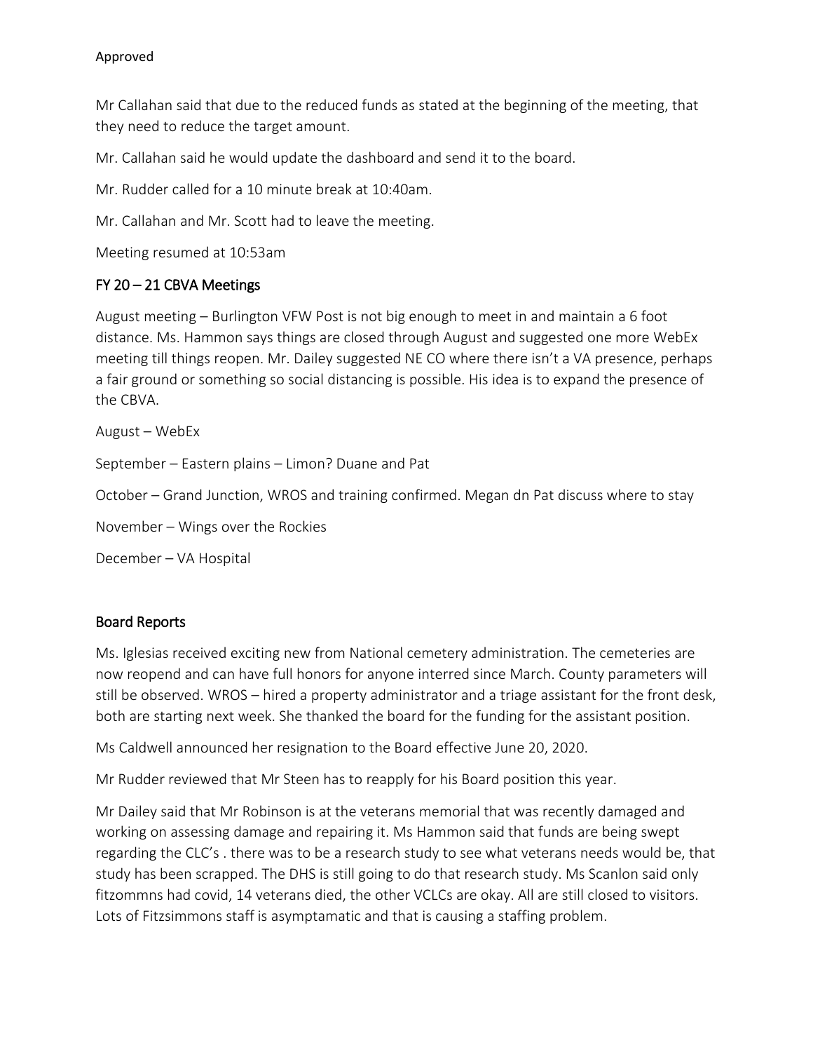Approved

Mr Callahan said that due to the reduced funds as stated at the beginning of the meeting, that they need to reduce the target amount.

Mr. Callahan said he would update the dashboard and send it to the board.

Mr. Rudder called for a 10 minute break at 10:40am.

Mr. Callahan and Mr. Scott had to leave the meeting.

Meeting resumed at 10:53am

## FY 20 – 21 CBVA Meetings

August meeting – Burlington VFW Post is not big enough to meet in and maintain a 6 foot distance. Ms. Hammon says things are closed through August and suggested one more WebEx meeting till things reopen. Mr. Dailey suggested NE CO where there isn't a VA presence, perhaps a fair ground or something so social distancing is possible. His idea is to expand the presence of the CBVA.

August – WebEx

September – Eastern plains – Limon? Duane and Pat

October – Grand Junction, WROS and training confirmed. Megan dn Pat discuss where to stay

November – Wings over the Rockies

December – VA Hospital

## Board Reports

Ms. Iglesias received exciting new from National cemetery administration. The cemeteries are now reopend and can have full honors for anyone interred since March. County parameters will still be observed. WROS – hired a property administrator and a triage assistant for the front desk, both are starting next week. She thanked the board for the funding for the assistant position.

Ms Caldwell announced her resignation to the Board effective June 20, 2020.

Mr Rudder reviewed that Mr Steen has to reapply for his Board position this year.

Mr Dailey said that Mr Robinson is at the veterans memorial that was recently damaged and working on assessing damage and repairing it. Ms Hammon said that funds are being swept regarding the CLC's . there was to be a research study to see what veterans needs would be, that study has been scrapped. The DHS is still going to do that research study. Ms Scanlon said only fitzommns had covid, 14 veterans died, the other VCLCs are okay. All are still closed to visitors. Lots of Fitzsimmons staff is asymptamatic and that is causing a staffing problem.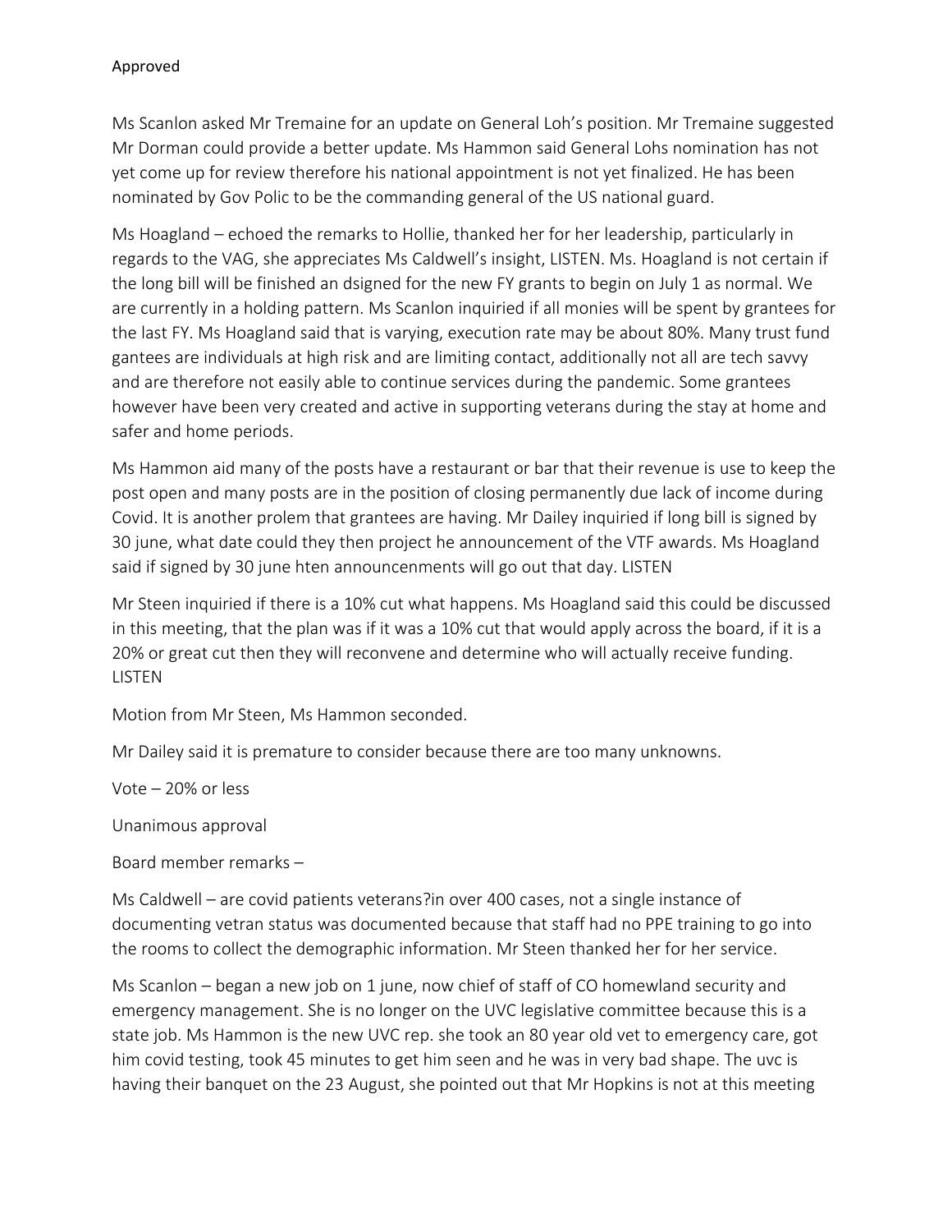Approved

Ms Scanlon asked Mr Tremaine for an update on General Loh's position. Mr Tremaine suggested Mr Dorman could provide a better update. Ms Hammon said General Lohs nomination has not yet come up for review therefore his national appointment is not yet finalized. He has been nominated by Gov Polic to be the commanding general of the US national guard.

Ms Hoagland – echoed the remarks to Hollie, thanked her for her leadership, particularly in regards to the VAG, she appreciates Ms Caldwell's insight, LISTEN. Ms. Hoagland is not certain if the long bill will be finished an dsigned for the new FY grants to begin on July 1 as normal. We are currently in a holding pattern. Ms Scanlon inquiried if all monies will be spent by grantees for the last FY. Ms Hoagland said that is varying, execution rate may be about 80%. Many trust fund gantees are individuals at high risk and are limiting contact, additionally not all are tech savvy and are therefore not easily able to continue services during the pandemic. Some grantees however have been very created and active in supporting veterans during the stay at home and safer and home periods.

Ms Hammon aid many of the posts have a restaurant or bar that their revenue is use to keep the post open and many posts are in the position of closing permanently due lack of income during Covid. It is another prolem that grantees are having. Mr Dailey inquiried if long bill is signed by 30 june, what date could they then project he announcement of the VTF awards. Ms Hoagland said if signed by 30 june hten announcenments will go out that day. LISTEN

Mr Steen inquiried if there is a 10% cut what happens. Ms Hoagland said this could be discussed in this meeting, that the plan was if it was a 10% cut that would apply across the board, if it is a 20% or great cut then they will reconvene and determine who will actually receive funding. LISTEN

Motion from Mr Steen, Ms Hammon seconded.

Mr Dailey said it is premature to consider because there are too many unknowns.

Vote – 20% or less

Unanimous approval

Board member remarks –

Ms Caldwell – are covid patients veterans?in over 400 cases, not a single instance of documenting vetran status was documented because that staff had no PPE training to go into the rooms to collect the demographic information. Mr Steen thanked her for her service.

Ms Scanlon – began a new job on 1 june, now chief of staff of CO homewland security and emergency management. She is no longer on the UVC legislative committee because this is a state job. Ms Hammon is the new UVC rep. she took an 80 year old vet to emergency care, got him covid testing, took 45 minutes to get him seen and he was in very bad shape. The uvc is having their banquet on the 23 August, she pointed out that Mr Hopkins is not at this meeting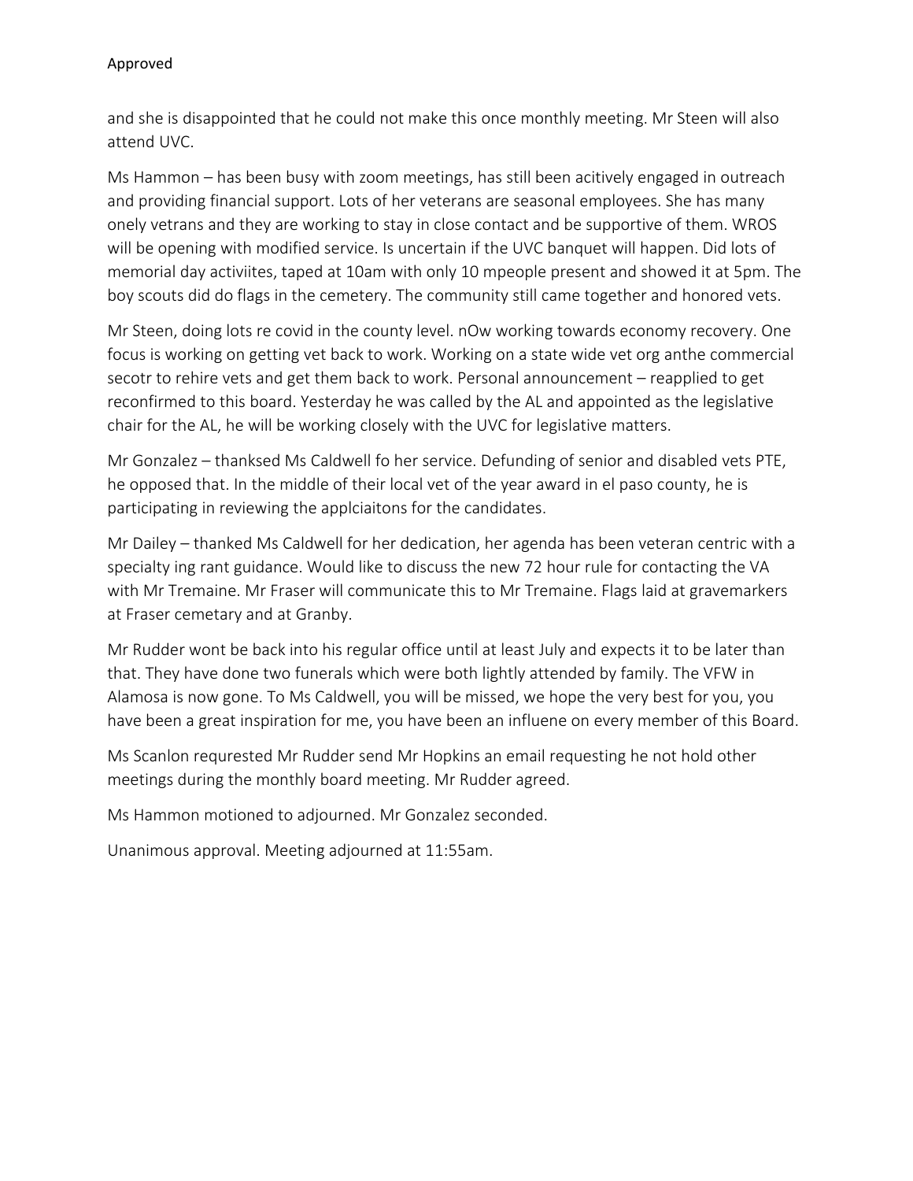and she is disappointed that he could not make this once monthly meeting. Mr Steen will also attend UVC.

Ms Hammon – has been busy with zoom meetings, has still been acitively engaged in outreach and providing financial support. Lots of her veterans are seasonal employees. She has many onely vetrans and they are working to stay in close contact and be supportive of them. WROS will be opening with modified service. Is uncertain if the UVC banquet will happen. Did lots of memorial day activiites, taped at 10am with only 10 mpeople present and showed it at 5pm. The boy scouts did do flags in the cemetery. The community still came together and honored vets.

Mr Steen, doing lots re covid in the county level. nOw working towards economy recovery. One focus is working on getting vet back to work. Working on a state wide vet org anthe commercial secotr to rehire vets and get them back to work. Personal announcement – reapplied to get reconfirmed to this board. Yesterday he was called by the AL and appointed as the legislative chair for the AL, he will be working closely with the UVC for legislative matters.

Mr Gonzalez – thanksed Ms Caldwell fo her service. Defunding of senior and disabled vets PTE, he opposed that. In the middle of their local vet of the year award in el paso county, he is participating in reviewing the applciaitons for the candidates.

Mr Dailey – thanked Ms Caldwell for her dedication, her agenda has been veteran centric with a specialty ing rant guidance. Would like to discuss the new 72 hour rule for contacting the VA with Mr Tremaine. Mr Fraser will communicate this to Mr Tremaine. Flags laid at gravemarkers at Fraser cemetary and at Granby.

Mr Rudder wont be back into his regular office until at least July and expects it to be later than that. They have done two funerals which were both lightly attended by family. The VFW in Alamosa is now gone. To Ms Caldwell, you will be missed, we hope the very best for you, you have been a great inspiration for me, you have been an influene on every member of this Board.

Ms Scanlon requrested Mr Rudder send Mr Hopkins an email requesting he not hold other meetings during the monthly board meeting. Mr Rudder agreed.

Ms Hammon motioned to adjourned. Mr Gonzalez seconded.

Unanimous approval. Meeting adjourned at 11:55am.